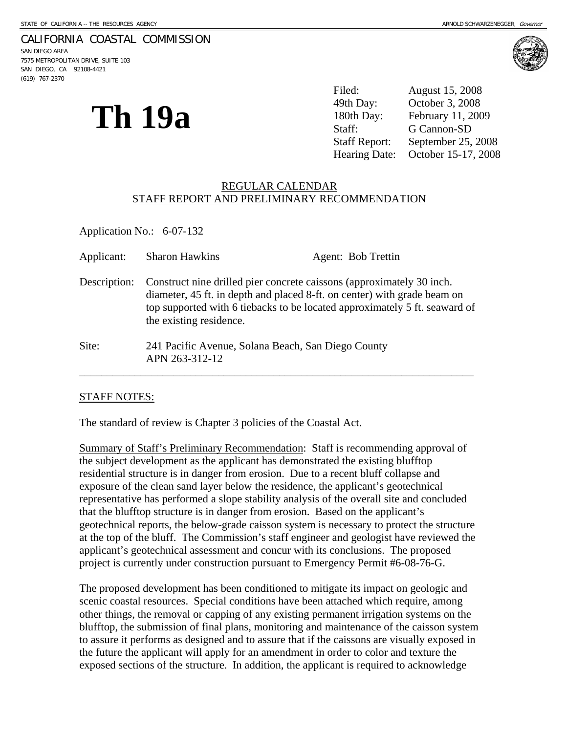STATE OF CALIFORNIA -- THE RESOURCES AGENCY — ARNOLD SCHWARZENEGGER, *Governor*

CALIFORNIA COASTAL COMMISSION
SAN DIEGO AREA
7575 METROPOLITAN DRIVE, SUITE 103
SAN DIEGO, CA 92108-4421
(619) 767-2370

# Th 19a

| | |
|---|---|
| Filed: | August 15, 2008 |
| 49th Day: | October 3, 2008 |
| 180th Day: | February 11, 2009 |
| Staff: | G Cannon-SD |
| Staff Report: | September 25, 2008 |
| Hearing Date: | October 15-17, 2008 |

## REGULAR CALENDAR
## STAFF REPORT AND PRELIMINARY RECOMMENDATION

Application No.: 6-07-132

Applicant: Sharon Hawkins — Agent: Bob Trettin

Description: Construct nine drilled pier concrete caissons (approximately 30 inch. diameter, 45 ft. in depth and placed 8-ft. on center) with grade beam on top supported with 6 tiebacks to be located approximately 5 ft. seaward of the existing residence.

Site: 241 Pacific Avenue, Solana Beach, San Diego County
APN 263-312-12

---

STAFF NOTES:

The standard of review is Chapter 3 policies of the Coastal Act.

Summary of Staff's Preliminary Recommendation: Staff is recommending approval of the subject development as the applicant has demonstrated the existing blufftop residential structure is in danger from erosion. Due to a recent bluff collapse and exposure of the clean sand layer below the residence, the applicant's geotechnical representative has performed a slope stability analysis of the overall site and concluded that the blufftop structure is in danger from erosion. Based on the applicant's geotechnical reports, the below-grade caisson system is necessary to protect the structure at the top of the bluff. The Commission's staff engineer and geologist have reviewed the applicant's geotechnical assessment and concur with its conclusions. The proposed project is currently under construction pursuant to Emergency Permit #6-08-76-G.

The proposed development has been conditioned to mitigate its impact on geologic and scenic coastal resources. Special conditions have been attached which require, among other things, the removal or capping of any existing permanent irrigation systems on the blufftop, the submission of final plans, monitoring and maintenance of the caisson system to assure it performs as designed and to assure that if the caissons are visually exposed in the future the applicant will apply for an amendment in order to color and texture the exposed sections of the structure. In addition, the applicant is required to acknowledge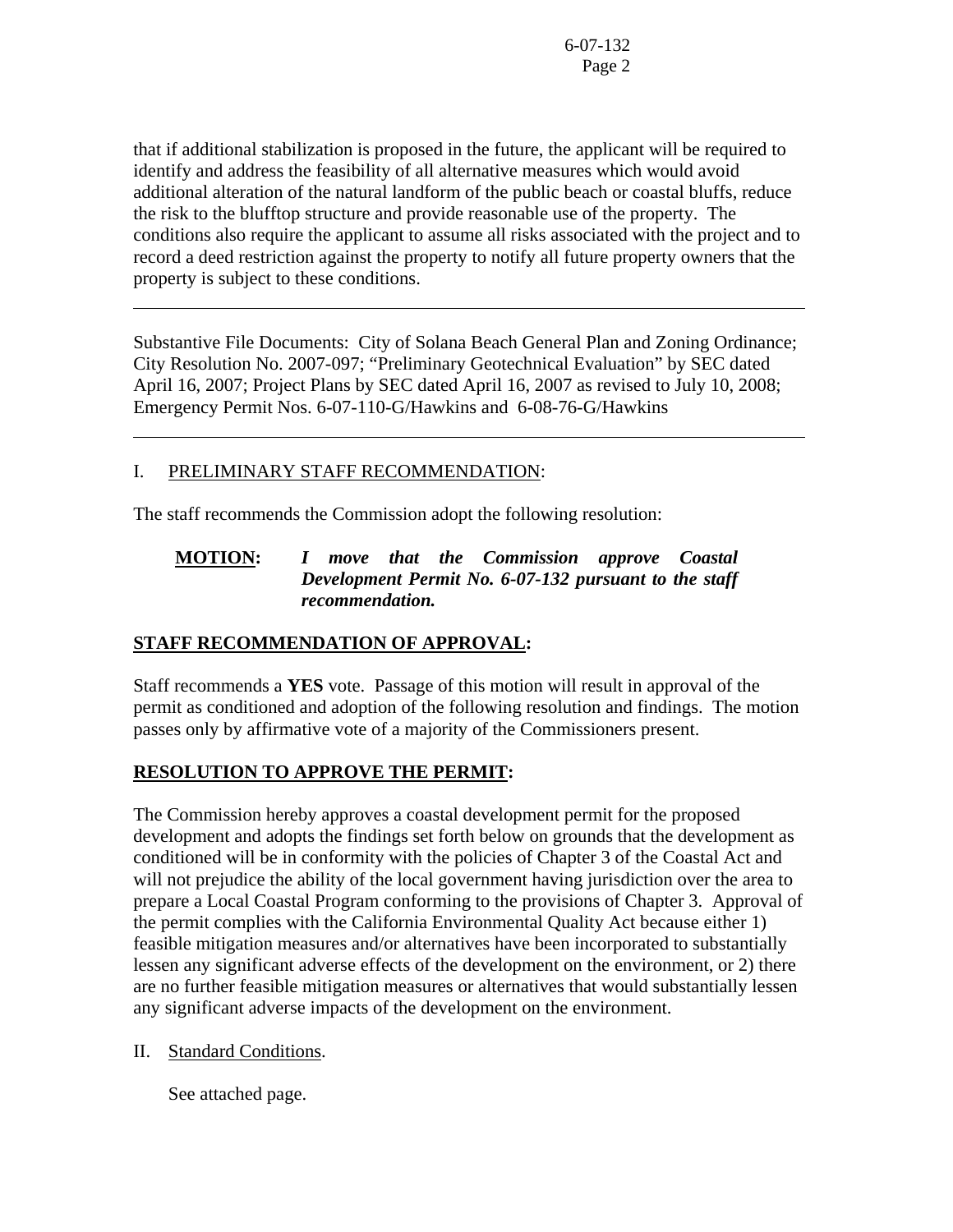that if additional stabilization is proposed in the future, the applicant will be required to identify and address the feasibility of all alternative measures which would avoid additional alteration of the natural landform of the public beach or coastal bluffs, reduce the risk to the blufftop structure and provide reasonable use of the property. The conditions also require the applicant to assume all risks associated with the project and to record a deed restriction against the property to notify all future property owners that the property is subject to these conditions.

---

Substantive File Documents: City of Solana Beach General Plan and Zoning Ordinance; City Resolution No. 2007-097; "Preliminary Geotechnical Evaluation" by SEC dated April 16, 2007; Project Plans by SEC dated April 16, 2007 as revised to July 10, 2008; Emergency Permit Nos. 6-07-110-G/Hawkins and 6-08-76-G/Hawkins

---

I. PRELIMINARY STAFF RECOMMENDATION:

The staff recommends the Commission adopt the following resolution:

**MOTION:** ***I move that the Commission approve Coastal Development Permit No. 6-07-132 pursuant to the staff recommendation.***

**STAFF RECOMMENDATION OF APPROVAL:**

Staff recommends a **YES** vote. Passage of this motion will result in approval of the permit as conditioned and adoption of the following resolution and findings. The motion passes only by affirmative vote of a majority of the Commissioners present.

**RESOLUTION TO APPROVE THE PERMIT:**

The Commission hereby approves a coastal development permit for the proposed development and adopts the findings set forth below on grounds that the development as conditioned will be in conformity with the policies of Chapter 3 of the Coastal Act and will not prejudice the ability of the local government having jurisdiction over the area to prepare a Local Coastal Program conforming to the provisions of Chapter 3. Approval of the permit complies with the California Environmental Quality Act because either 1) feasible mitigation measures and/or alternatives have been incorporated to substantially lessen any significant adverse effects of the development on the environment, or 2) there are no further feasible mitigation measures or alternatives that would substantially lessen any significant adverse impacts of the development on the environment.

II. Standard Conditions.

See attached page.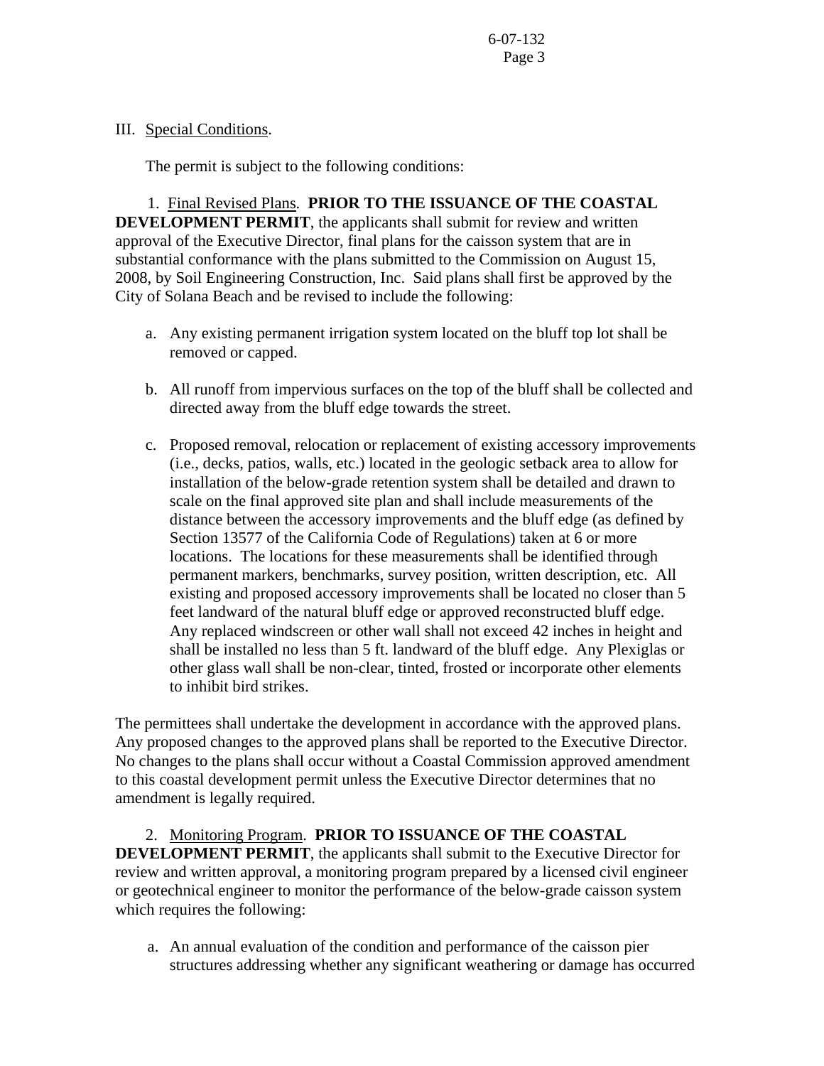III. Special Conditions.

The permit is subject to the following conditions:

1. Final Revised Plans. **PRIOR TO THE ISSUANCE OF THE COASTAL DEVELOPMENT PERMIT**, the applicants shall submit for review and written approval of the Executive Director, final plans for the caisson system that are in substantial conformance with the plans submitted to the Commission on August 15, 2008, by Soil Engineering Construction, Inc. Said plans shall first be approved by the City of Solana Beach and be revised to include the following:

a. Any existing permanent irrigation system located on the bluff top lot shall be removed or capped.

b. All runoff from impervious surfaces on the top of the bluff shall be collected and directed away from the bluff edge towards the street.

c. Proposed removal, relocation or replacement of existing accessory improvements (i.e., decks, patios, walls, etc.) located in the geologic setback area to allow for installation of the below-grade retention system shall be detailed and drawn to scale on the final approved site plan and shall include measurements of the distance between the accessory improvements and the bluff edge (as defined by Section 13577 of the California Code of Regulations) taken at 6 or more locations. The locations for these measurements shall be identified through permanent markers, benchmarks, survey position, written description, etc. All existing and proposed accessory improvements shall be located no closer than 5 feet landward of the natural bluff edge or approved reconstructed bluff edge. Any replaced windscreen or other wall shall not exceed 42 inches in height and shall be installed no less than 5 ft. landward of the bluff edge. Any Plexiglas or other glass wall shall be non-clear, tinted, frosted or incorporate other elements to inhibit bird strikes.

The permittees shall undertake the development in accordance with the approved plans. Any proposed changes to the approved plans shall be reported to the Executive Director. No changes to the plans shall occur without a Coastal Commission approved amendment to this coastal development permit unless the Executive Director determines that no amendment is legally required.

2. Monitoring Program. **PRIOR TO ISSUANCE OF THE COASTAL DEVELOPMENT PERMIT**, the applicants shall submit to the Executive Director for review and written approval, a monitoring program prepared by a licensed civil engineer or geotechnical engineer to monitor the performance of the below-grade caisson system which requires the following:

a. An annual evaluation of the condition and performance of the caisson pier structures addressing whether any significant weathering or damage has occurred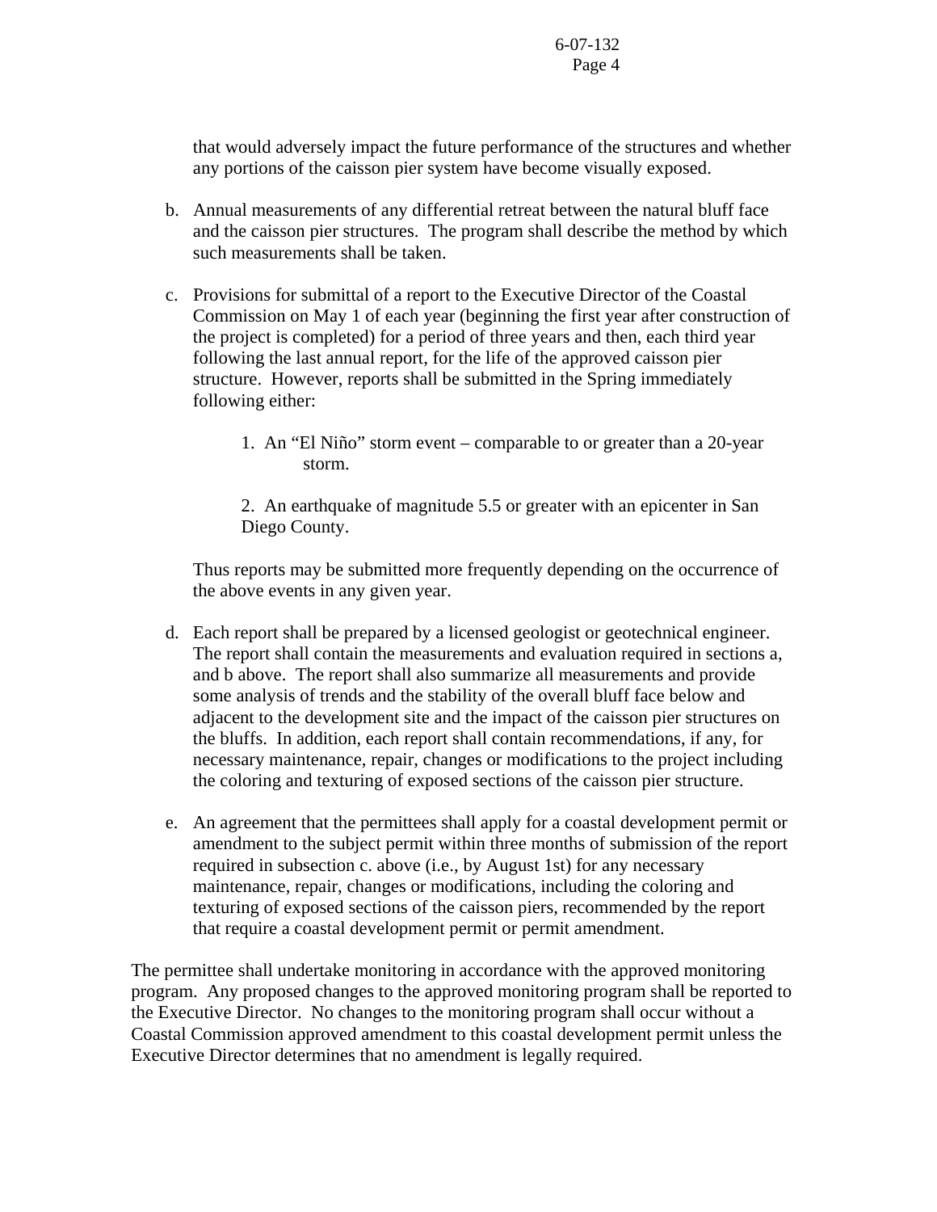that would adversely impact the future performance of the structures and whether any portions of the caisson pier system have become visually exposed.

b. Annual measurements of any differential retreat between the natural bluff face and the caisson pier structures. The program shall describe the method by which such measurements shall be taken.

c. Provisions for submittal of a report to the Executive Director of the Coastal Commission on May 1 of each year (beginning the first year after construction of the project is completed) for a period of three years and then, each third year following the last annual report, for the life of the approved caisson pier structure. However, reports shall be submitted in the Spring immediately following either:

   1. An "El Niño" storm event – comparable to or greater than a 20-year storm.

   2. An earthquake of magnitude 5.5 or greater with an epicenter in San Diego County.

   Thus reports may be submitted more frequently depending on the occurrence of the above events in any given year.

d. Each report shall be prepared by a licensed geologist or geotechnical engineer. The report shall contain the measurements and evaluation required in sections a, and b above. The report shall also summarize all measurements and provide some analysis of trends and the stability of the overall bluff face below and adjacent to the development site and the impact of the caisson pier structures on the bluffs. In addition, each report shall contain recommendations, if any, for necessary maintenance, repair, changes or modifications to the project including the coloring and texturing of exposed sections of the caisson pier structure.

e. An agreement that the permittees shall apply for a coastal development permit or amendment to the subject permit within three months of submission of the report required in subsection c. above (i.e., by August 1st) for any necessary maintenance, repair, changes or modifications, including the coloring and texturing of exposed sections of the caisson piers, recommended by the report that require a coastal development permit or permit amendment.

The permittee shall undertake monitoring in accordance with the approved monitoring program. Any proposed changes to the approved monitoring program shall be reported to the Executive Director. No changes to the monitoring program shall occur without a Coastal Commission approved amendment to this coastal development permit unless the Executive Director determines that no amendment is legally required.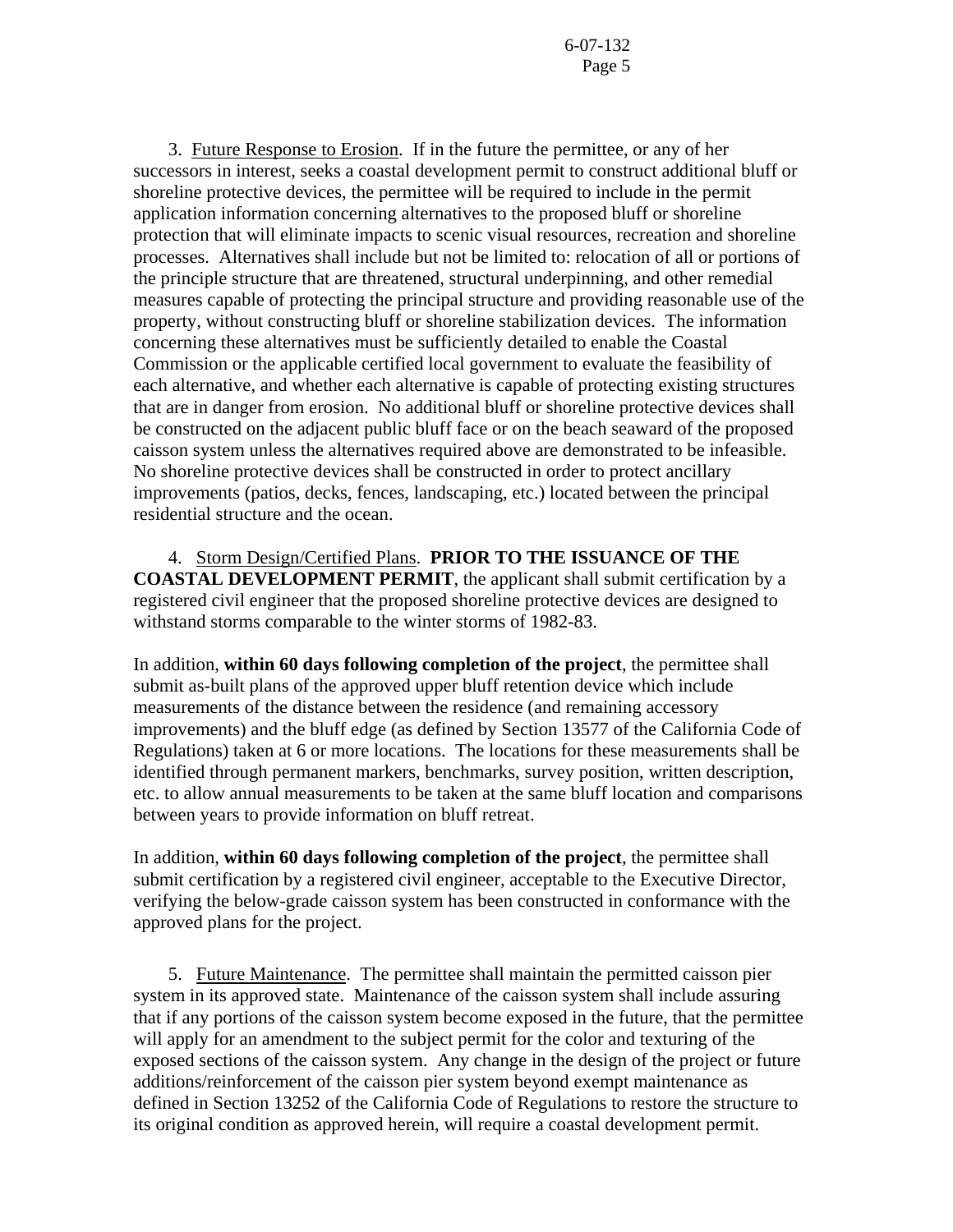3. <u>Future Response to Erosion</u>. If in the future the permittee, or any of her successors in interest, seeks a coastal development permit to construct additional bluff or shoreline protective devices, the permittee will be required to include in the permit application information concerning alternatives to the proposed bluff or shoreline protection that will eliminate impacts to scenic visual resources, recreation and shoreline processes. Alternatives shall include but not be limited to: relocation of all or portions of the principle structure that are threatened, structural underpinning, and other remedial measures capable of protecting the principal structure and providing reasonable use of the property, without constructing bluff or shoreline stabilization devices. The information concerning these alternatives must be sufficiently detailed to enable the Coastal Commission or the applicable certified local government to evaluate the feasibility of each alternative, and whether each alternative is capable of protecting existing structures that are in danger from erosion. No additional bluff or shoreline protective devices shall be constructed on the adjacent public bluff face or on the beach seaward of the proposed caisson system unless the alternatives required above are demonstrated to be infeasible. No shoreline protective devices shall be constructed in order to protect ancillary improvements (patios, decks, fences, landscaping, etc.) located between the principal residential structure and the ocean.

4. <u>Storm Design/Certified Plans</u>. **PRIOR TO THE ISSUANCE OF THE COASTAL DEVELOPMENT PERMIT**, the applicant shall submit certification by a registered civil engineer that the proposed shoreline protective devices are designed to withstand storms comparable to the winter storms of 1982-83.

In addition, **within 60 days following completion of the project**, the permittee shall submit as-built plans of the approved upper bluff retention device which include measurements of the distance between the residence (and remaining accessory improvements) and the bluff edge (as defined by Section 13577 of the California Code of Regulations) taken at 6 or more locations. The locations for these measurements shall be identified through permanent markers, benchmarks, survey position, written description, etc. to allow annual measurements to be taken at the same bluff location and comparisons between years to provide information on bluff retreat.

In addition, **within 60 days following completion of the project**, the permittee shall submit certification by a registered civil engineer, acceptable to the Executive Director, verifying the below-grade caisson system has been constructed in conformance with the approved plans for the project.

5. <u>Future Maintenance</u>. The permittee shall maintain the permitted caisson pier system in its approved state. Maintenance of the caisson system shall include assuring that if any portions of the caisson system become exposed in the future, that the permittee will apply for an amendment to the subject permit for the color and texturing of the exposed sections of the caisson system. Any change in the design of the project or future additions/reinforcement of the caisson pier system beyond exempt maintenance as defined in Section 13252 of the California Code of Regulations to restore the structure to its original condition as approved herein, will require a coastal development permit.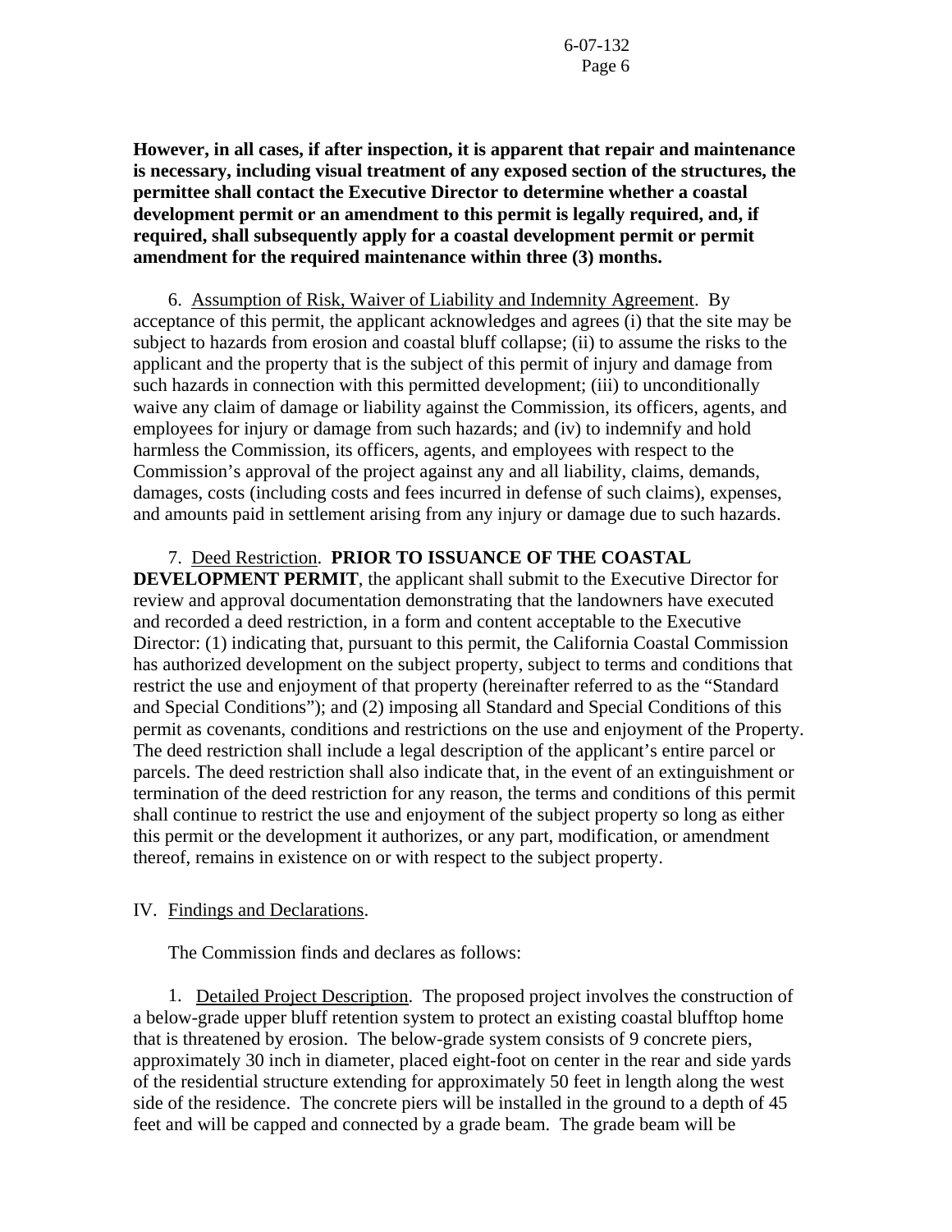**However, in all cases, if after inspection, it is apparent that repair and maintenance is necessary, including visual treatment of any exposed section of the structures, the permittee shall contact the Executive Director to determine whether a coastal development permit or an amendment to this permit is legally required, and, if required, shall subsequently apply for a coastal development permit or permit amendment for the required maintenance within three (3) months.**

6. Assumption of Risk, Waiver of Liability and Indemnity Agreement. By acceptance of this permit, the applicant acknowledges and agrees (i) that the site may be subject to hazards from erosion and coastal bluff collapse; (ii) to assume the risks to the applicant and the property that is the subject of this permit of injury and damage from such hazards in connection with this permitted development; (iii) to unconditionally waive any claim of damage or liability against the Commission, its officers, agents, and employees for injury or damage from such hazards; and (iv) to indemnify and hold harmless the Commission, its officers, agents, and employees with respect to the Commission's approval of the project against any and all liability, claims, demands, damages, costs (including costs and fees incurred in defense of such claims), expenses, and amounts paid in settlement arising from any injury or damage due to such hazards.

7. Deed Restriction. **PRIOR TO ISSUANCE OF THE COASTAL DEVELOPMENT PERMIT**, the applicant shall submit to the Executive Director for review and approval documentation demonstrating that the landowners have executed and recorded a deed restriction, in a form and content acceptable to the Executive Director: (1) indicating that, pursuant to this permit, the California Coastal Commission has authorized development on the subject property, subject to terms and conditions that restrict the use and enjoyment of that property (hereinafter referred to as the "Standard and Special Conditions"); and (2) imposing all Standard and Special Conditions of this permit as covenants, conditions and restrictions on the use and enjoyment of the Property. The deed restriction shall include a legal description of the applicant's entire parcel or parcels. The deed restriction shall also indicate that, in the event of an extinguishment or termination of the deed restriction for any reason, the terms and conditions of this permit shall continue to restrict the use and enjoyment of the subject property so long as either this permit or the development it authorizes, or any part, modification, or amendment thereof, remains in existence on or with respect to the subject property.

IV. Findings and Declarations.

The Commission finds and declares as follows:

1. Detailed Project Description. The proposed project involves the construction of a below-grade upper bluff retention system to protect an existing coastal blufftop home that is threatened by erosion. The below-grade system consists of 9 concrete piers, approximately 30 inch in diameter, placed eight-foot on center in the rear and side yards of the residential structure extending for approximately 50 feet in length along the west side of the residence. The concrete piers will be installed in the ground to a depth of 45 feet and will be capped and connected by a grade beam. The grade beam will be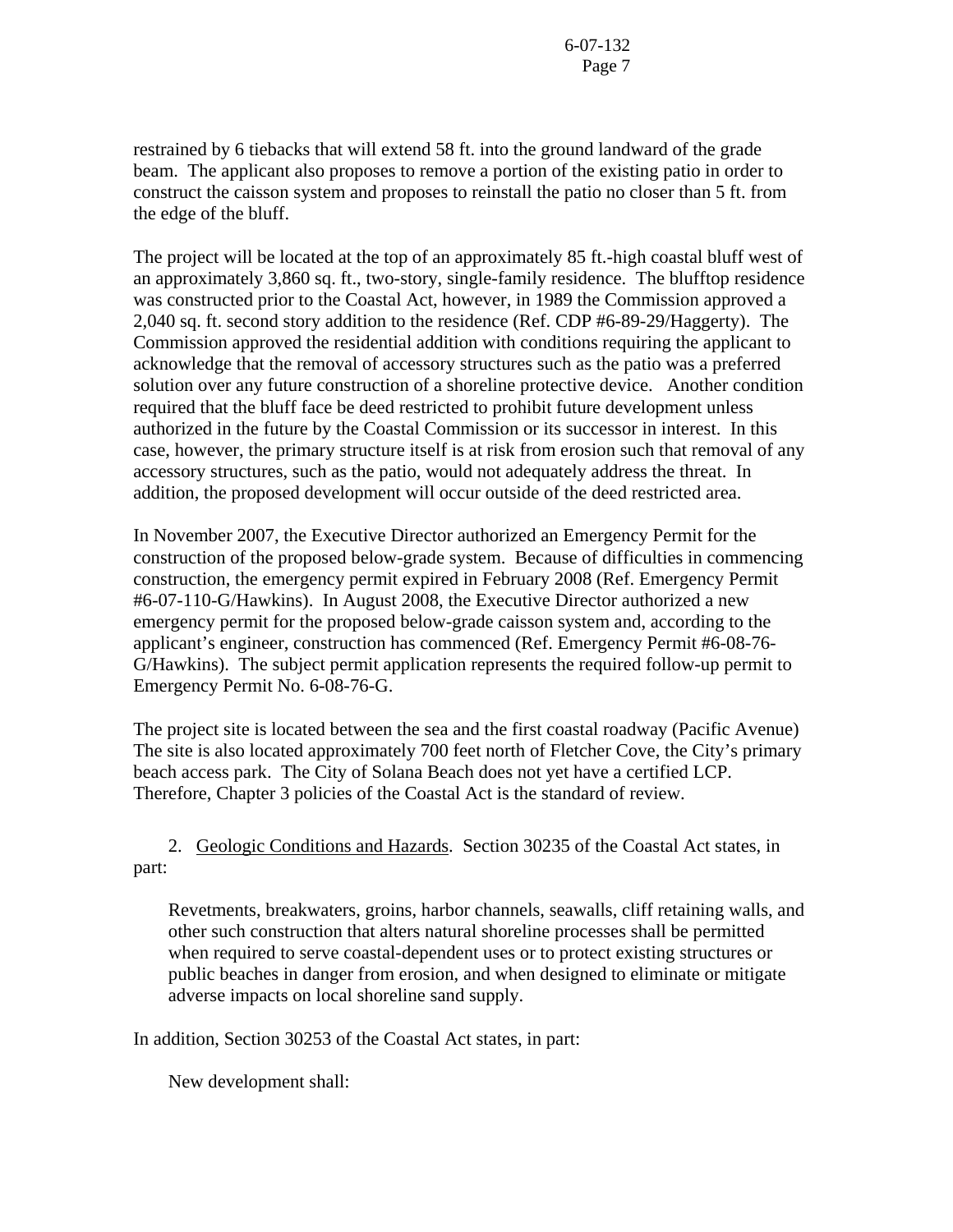restrained by 6 tiebacks that will extend 58 ft. into the ground landward of the grade beam. The applicant also proposes to remove a portion of the existing patio in order to construct the caisson system and proposes to reinstall the patio no closer than 5 ft. from the edge of the bluff.

The project will be located at the top of an approximately 85 ft.-high coastal bluff west of an approximately 3,860 sq. ft., two-story, single-family residence. The blufftop residence was constructed prior to the Coastal Act, however, in 1989 the Commission approved a 2,040 sq. ft. second story addition to the residence (Ref. CDP #6-89-29/Haggerty). The Commission approved the residential addition with conditions requiring the applicant to acknowledge that the removal of accessory structures such as the patio was a preferred solution over any future construction of a shoreline protective device. Another condition required that the bluff face be deed restricted to prohibit future development unless authorized in the future by the Coastal Commission or its successor in interest. In this case, however, the primary structure itself is at risk from erosion such that removal of any accessory structures, such as the patio, would not adequately address the threat. In addition, the proposed development will occur outside of the deed restricted area.

In November 2007, the Executive Director authorized an Emergency Permit for the construction of the proposed below-grade system. Because of difficulties in commencing construction, the emergency permit expired in February 2008 (Ref. Emergency Permit #6-07-110-G/Hawkins). In August 2008, the Executive Director authorized a new emergency permit for the proposed below-grade caisson system and, according to the applicant's engineer, construction has commenced (Ref. Emergency Permit #6-08-76-G/Hawkins). The subject permit application represents the required follow-up permit to Emergency Permit No. 6-08-76-G.

The project site is located between the sea and the first coastal roadway (Pacific Avenue) The site is also located approximately 700 feet north of Fletcher Cove, the City's primary beach access park. The City of Solana Beach does not yet have a certified LCP. Therefore, Chapter 3 policies of the Coastal Act is the standard of review.

2. Geologic Conditions and Hazards. Section 30235 of the Coastal Act states, in part:

> Revetments, breakwaters, groins, harbor channels, seawalls, cliff retaining walls, and other such construction that alters natural shoreline processes shall be permitted when required to serve coastal-dependent uses or to protect existing structures or public beaches in danger from erosion, and when designed to eliminate or mitigate adverse impacts on local shoreline sand supply.

In addition, Section 30253 of the Coastal Act states, in part:

> New development shall: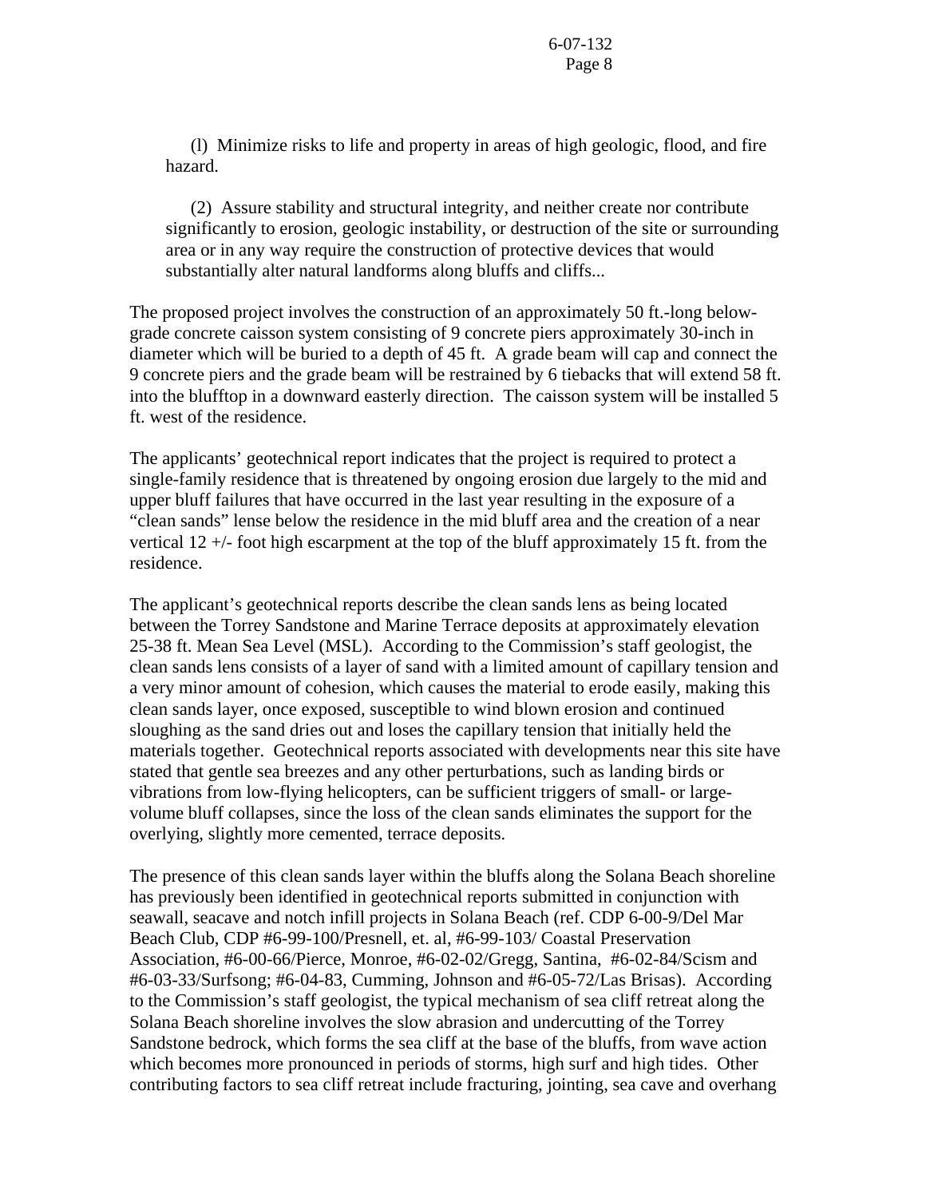(l) Minimize risks to life and property in areas of high geologic, flood, and fire hazard.

(2) Assure stability and structural integrity, and neither create nor contribute significantly to erosion, geologic instability, or destruction of the site or surrounding area or in any way require the construction of protective devices that would substantially alter natural landforms along bluffs and cliffs...

The proposed project involves the construction of an approximately 50 ft.-long below-grade concrete caisson system consisting of 9 concrete piers approximately 30-inch in diameter which will be buried to a depth of 45 ft. A grade beam will cap and connect the 9 concrete piers and the grade beam will be restrained by 6 tiebacks that will extend 58 ft. into the blufftop in a downward easterly direction. The caisson system will be installed 5 ft. west of the residence.

The applicants' geotechnical report indicates that the project is required to protect a single-family residence that is threatened by ongoing erosion due largely to the mid and upper bluff failures that have occurred in the last year resulting in the exposure of a "clean sands" lense below the residence in the mid bluff area and the creation of a near vertical 12 +/- foot high escarpment at the top of the bluff approximately 15 ft. from the residence.

The applicant's geotechnical reports describe the clean sands lens as being located between the Torrey Sandstone and Marine Terrace deposits at approximately elevation 25-38 ft. Mean Sea Level (MSL). According to the Commission's staff geologist, the clean sands lens consists of a layer of sand with a limited amount of capillary tension and a very minor amount of cohesion, which causes the material to erode easily, making this clean sands layer, once exposed, susceptible to wind blown erosion and continued sloughing as the sand dries out and loses the capillary tension that initially held the materials together. Geotechnical reports associated with developments near this site have stated that gentle sea breezes and any other perturbations, such as landing birds or vibrations from low-flying helicopters, can be sufficient triggers of small- or large-volume bluff collapses, since the loss of the clean sands eliminates the support for the overlying, slightly more cemented, terrace deposits.

The presence of this clean sands layer within the bluffs along the Solana Beach shoreline has previously been identified in geotechnical reports submitted in conjunction with seawall, seacave and notch infill projects in Solana Beach (ref. CDP 6-00-9/Del Mar Beach Club, CDP #6-99-100/Presnell, et. al, #6-99-103/ Coastal Preservation Association, #6-00-66/Pierce, Monroe, #6-02-02/Gregg, Santina, #6-02-84/Scism and #6-03-33/Surfsong; #6-04-83, Cumming, Johnson and #6-05-72/Las Brisas). According to the Commission's staff geologist, the typical mechanism of sea cliff retreat along the Solana Beach shoreline involves the slow abrasion and undercutting of the Torrey Sandstone bedrock, which forms the sea cliff at the base of the bluffs, from wave action which becomes more pronounced in periods of storms, high surf and high tides. Other contributing factors to sea cliff retreat include fracturing, jointing, sea cave and overhang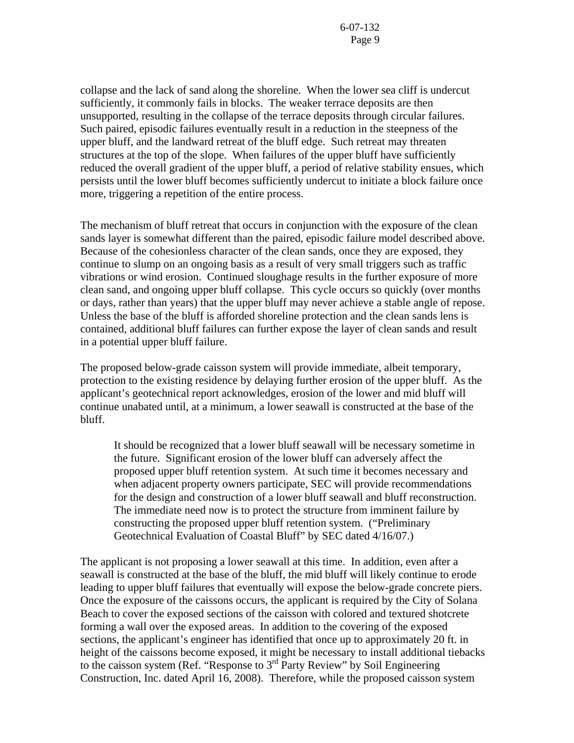collapse and the lack of sand along the shoreline. When the lower sea cliff is undercut sufficiently, it commonly fails in blocks. The weaker terrace deposits are then unsupported, resulting in the collapse of the terrace deposits through circular failures. Such paired, episodic failures eventually result in a reduction in the steepness of the upper bluff, and the landward retreat of the bluff edge. Such retreat may threaten structures at the top of the slope. When failures of the upper bluff have sufficiently reduced the overall gradient of the upper bluff, a period of relative stability ensues, which persists until the lower bluff becomes sufficiently undercut to initiate a block failure once more, triggering a repetition of the entire process.

The mechanism of bluff retreat that occurs in conjunction with the exposure of the clean sands layer is somewhat different than the paired, episodic failure model described above. Because of the cohesionless character of the clean sands, once they are exposed, they continue to slump on an ongoing basis as a result of very small triggers such as traffic vibrations or wind erosion. Continued sloughage results in the further exposure of more clean sand, and ongoing upper bluff collapse. This cycle occurs so quickly (over months or days, rather than years) that the upper bluff may never achieve a stable angle of repose. Unless the base of the bluff is afforded shoreline protection and the clean sands lens is contained, additional bluff failures can further expose the layer of clean sands and result in a potential upper bluff failure.

The proposed below-grade caisson system will provide immediate, albeit temporary, protection to the existing residence by delaying further erosion of the upper bluff. As the applicant's geotechnical report acknowledges, erosion of the lower and mid bluff will continue unabated until, at a minimum, a lower seawall is constructed at the base of the bluff.

> It should be recognized that a lower bluff seawall will be necessary sometime in the future. Significant erosion of the lower bluff can adversely affect the proposed upper bluff retention system. At such time it becomes necessary and when adjacent property owners participate, SEC will provide recommendations for the design and construction of a lower bluff seawall and bluff reconstruction. The immediate need now is to protect the structure from imminent failure by constructing the proposed upper bluff retention system. ("Preliminary Geotechnical Evaluation of Coastal Bluff" by SEC dated 4/16/07.)

The applicant is not proposing a lower seawall at this time. In addition, even after a seawall is constructed at the base of the bluff, the mid bluff will likely continue to erode leading to upper bluff failures that eventually will expose the below-grade concrete piers. Once the exposure of the caissons occurs, the applicant is required by the City of Solana Beach to cover the exposed sections of the caisson with colored and textured shotcrete forming a wall over the exposed areas. In addition to the covering of the exposed sections, the applicant's engineer has identified that once up to approximately 20 ft. in height of the caissons become exposed, it might be necessary to install additional tiebacks to the caisson system (Ref. "Response to 3rd Party Review" by Soil Engineering Construction, Inc. dated April 16, 2008). Therefore, while the proposed caisson system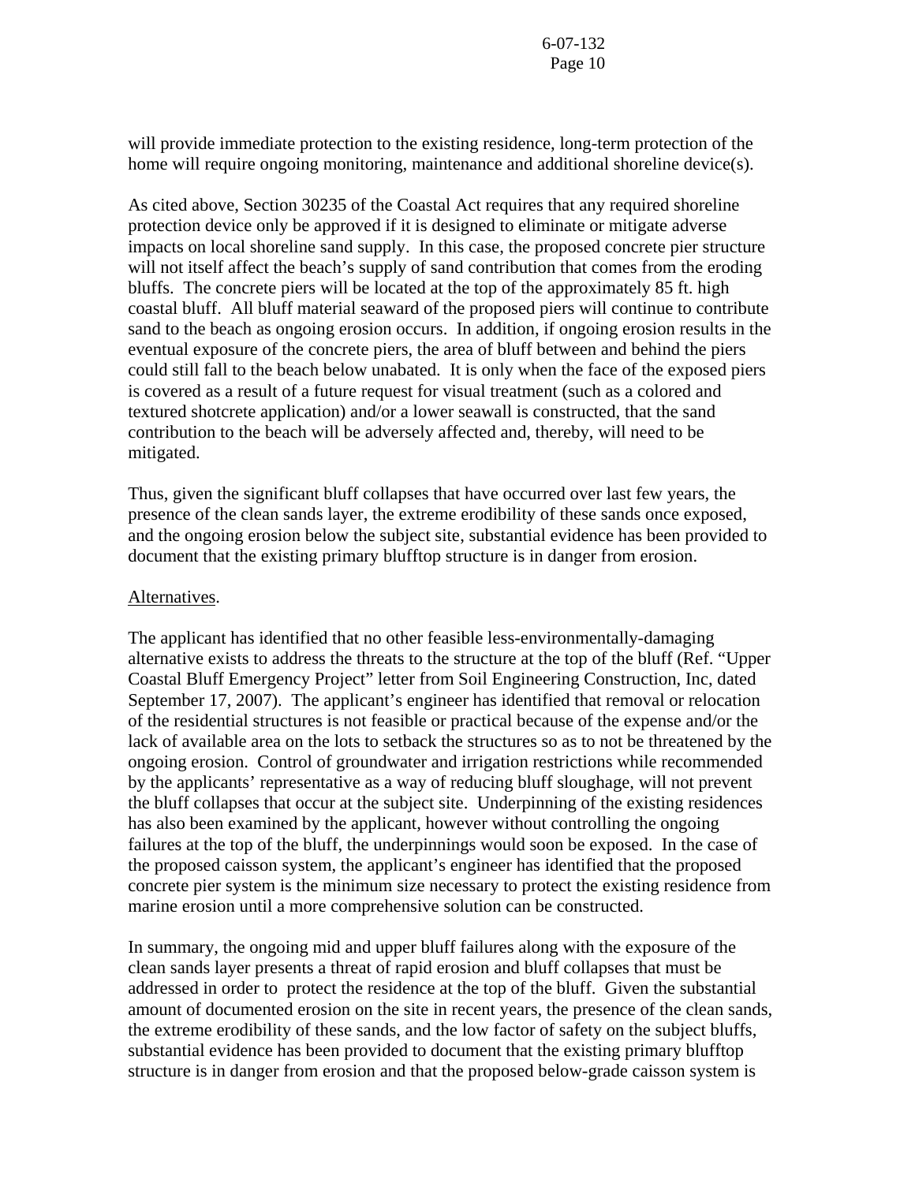will provide immediate protection to the existing residence, long-term protection of the home will require ongoing monitoring, maintenance and additional shoreline device(s).

As cited above, Section 30235 of the Coastal Act requires that any required shoreline protection device only be approved if it is designed to eliminate or mitigate adverse impacts on local shoreline sand supply. In this case, the proposed concrete pier structure will not itself affect the beach's supply of sand contribution that comes from the eroding bluffs. The concrete piers will be located at the top of the approximately 85 ft. high coastal bluff. All bluff material seaward of the proposed piers will continue to contribute sand to the beach as ongoing erosion occurs. In addition, if ongoing erosion results in the eventual exposure of the concrete piers, the area of bluff between and behind the piers could still fall to the beach below unabated. It is only when the face of the exposed piers is covered as a result of a future request for visual treatment (such as a colored and textured shotcrete application) and/or a lower seawall is constructed, that the sand contribution to the beach will be adversely affected and, thereby, will need to be mitigated.

Thus, given the significant bluff collapses that have occurred over last few years, the presence of the clean sands layer, the extreme erodibility of these sands once exposed, and the ongoing erosion below the subject site, substantial evidence has been provided to document that the existing primary blufftop structure is in danger from erosion.

Alternatives.

The applicant has identified that no other feasible less-environmentally-damaging alternative exists to address the threats to the structure at the top of the bluff (Ref. "Upper Coastal Bluff Emergency Project" letter from Soil Engineering Construction, Inc, dated September 17, 2007). The applicant's engineer has identified that removal or relocation of the residential structures is not feasible or practical because of the expense and/or the lack of available area on the lots to setback the structures so as to not be threatened by the ongoing erosion. Control of groundwater and irrigation restrictions while recommended by the applicants' representative as a way of reducing bluff sloughage, will not prevent the bluff collapses that occur at the subject site. Underpinning of the existing residences has also been examined by the applicant, however without controlling the ongoing failures at the top of the bluff, the underpinnings would soon be exposed. In the case of the proposed caisson system, the applicant's engineer has identified that the proposed concrete pier system is the minimum size necessary to protect the existing residence from marine erosion until a more comprehensive solution can be constructed.

In summary, the ongoing mid and upper bluff failures along with the exposure of the clean sands layer presents a threat of rapid erosion and bluff collapses that must be addressed in order to protect the residence at the top of the bluff. Given the substantial amount of documented erosion on the site in recent years, the presence of the clean sands, the extreme erodibility of these sands, and the low factor of safety on the subject bluffs, substantial evidence has been provided to document that the existing primary blufftop structure is in danger from erosion and that the proposed below-grade caisson system is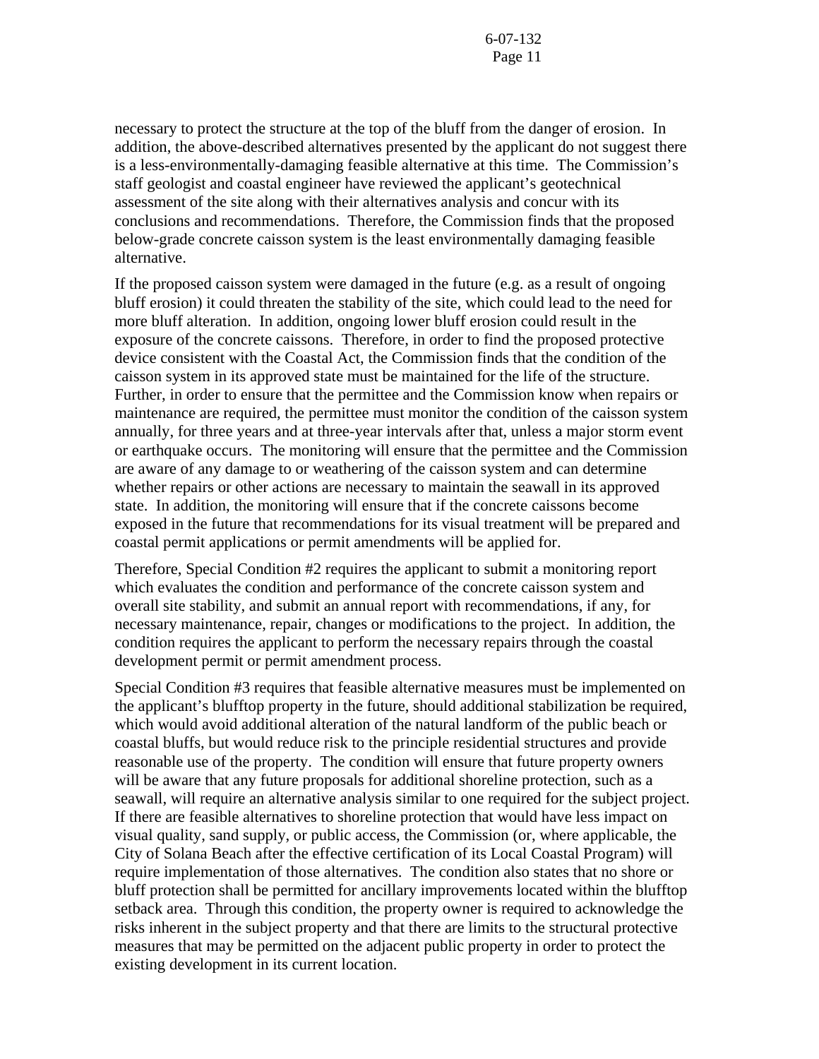necessary to protect the structure at the top of the bluff from the danger of erosion. In addition, the above-described alternatives presented by the applicant do not suggest there is a less-environmentally-damaging feasible alternative at this time. The Commission's staff geologist and coastal engineer have reviewed the applicant's geotechnical assessment of the site along with their alternatives analysis and concur with its conclusions and recommendations. Therefore, the Commission finds that the proposed below-grade concrete caisson system is the least environmentally damaging feasible alternative.

If the proposed caisson system were damaged in the future (e.g. as a result of ongoing bluff erosion) it could threaten the stability of the site, which could lead to the need for more bluff alteration. In addition, ongoing lower bluff erosion could result in the exposure of the concrete caissons. Therefore, in order to find the proposed protective device consistent with the Coastal Act, the Commission finds that the condition of the caisson system in its approved state must be maintained for the life of the structure. Further, in order to ensure that the permittee and the Commission know when repairs or maintenance are required, the permittee must monitor the condition of the caisson system annually, for three years and at three-year intervals after that, unless a major storm event or earthquake occurs. The monitoring will ensure that the permittee and the Commission are aware of any damage to or weathering of the caisson system and can determine whether repairs or other actions are necessary to maintain the seawall in its approved state. In addition, the monitoring will ensure that if the concrete caissons become exposed in the future that recommendations for its visual treatment will be prepared and coastal permit applications or permit amendments will be applied for.

Therefore, Special Condition #2 requires the applicant to submit a monitoring report which evaluates the condition and performance of the concrete caisson system and overall site stability, and submit an annual report with recommendations, if any, for necessary maintenance, repair, changes or modifications to the project. In addition, the condition requires the applicant to perform the necessary repairs through the coastal development permit or permit amendment process.

Special Condition #3 requires that feasible alternative measures must be implemented on the applicant's blufftop property in the future, should additional stabilization be required, which would avoid additional alteration of the natural landform of the public beach or coastal bluffs, but would reduce risk to the principle residential structures and provide reasonable use of the property. The condition will ensure that future property owners will be aware that any future proposals for additional shoreline protection, such as a seawall, will require an alternative analysis similar to one required for the subject project. If there are feasible alternatives to shoreline protection that would have less impact on visual quality, sand supply, or public access, the Commission (or, where applicable, the City of Solana Beach after the effective certification of its Local Coastal Program) will require implementation of those alternatives. The condition also states that no shore or bluff protection shall be permitted for ancillary improvements located within the blufftop setback area. Through this condition, the property owner is required to acknowledge the risks inherent in the subject property and that there are limits to the structural protective measures that may be permitted on the adjacent public property in order to protect the existing development in its current location.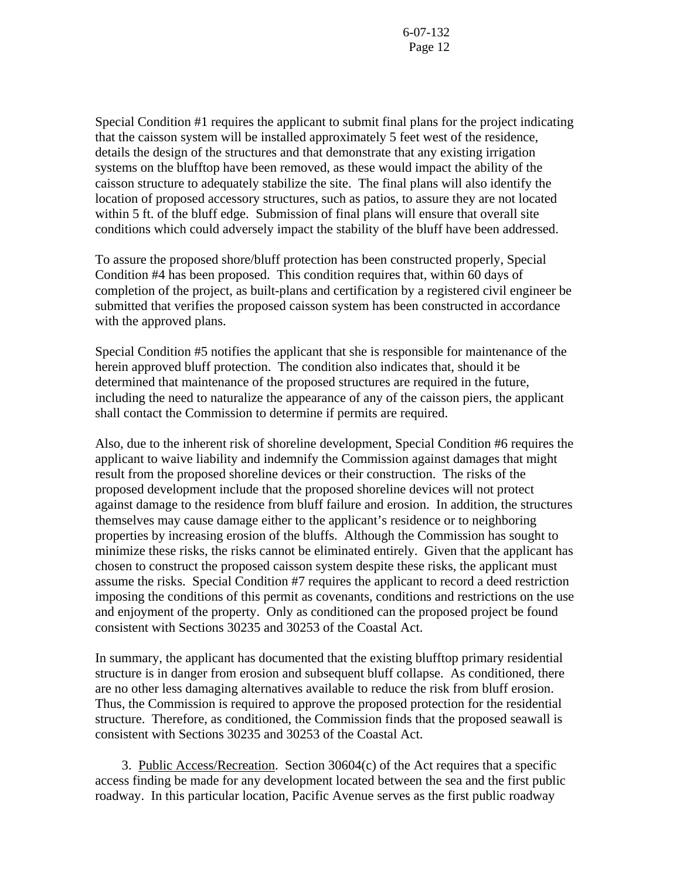Special Condition #1 requires the applicant to submit final plans for the project indicating that the caisson system will be installed approximately 5 feet west of the residence, details the design of the structures and that demonstrate that any existing irrigation systems on the blufftop have been removed, as these would impact the ability of the caisson structure to adequately stabilize the site. The final plans will also identify the location of proposed accessory structures, such as patios, to assure they are not located within 5 ft. of the bluff edge. Submission of final plans will ensure that overall site conditions which could adversely impact the stability of the bluff have been addressed.

To assure the proposed shore/bluff protection has been constructed properly, Special Condition #4 has been proposed. This condition requires that, within 60 days of completion of the project, as built-plans and certification by a registered civil engineer be submitted that verifies the proposed caisson system has been constructed in accordance with the approved plans.

Special Condition #5 notifies the applicant that she is responsible for maintenance of the herein approved bluff protection. The condition also indicates that, should it be determined that maintenance of the proposed structures are required in the future, including the need to naturalize the appearance of any of the caisson piers, the applicant shall contact the Commission to determine if permits are required.

Also, due to the inherent risk of shoreline development, Special Condition #6 requires the applicant to waive liability and indemnify the Commission against damages that might result from the proposed shoreline devices or their construction. The risks of the proposed development include that the proposed shoreline devices will not protect against damage to the residence from bluff failure and erosion. In addition, the structures themselves may cause damage either to the applicant's residence or to neighboring properties by increasing erosion of the bluffs. Although the Commission has sought to minimize these risks, the risks cannot be eliminated entirely. Given that the applicant has chosen to construct the proposed caisson system despite these risks, the applicant must assume the risks. Special Condition #7 requires the applicant to record a deed restriction imposing the conditions of this permit as covenants, conditions and restrictions on the use and enjoyment of the property. Only as conditioned can the proposed project be found consistent with Sections 30235 and 30253 of the Coastal Act.

In summary, the applicant has documented that the existing blufftop primary residential structure is in danger from erosion and subsequent bluff collapse. As conditioned, there are no other less damaging alternatives available to reduce the risk from bluff erosion. Thus, the Commission is required to approve the proposed protection for the residential structure. Therefore, as conditioned, the Commission finds that the proposed seawall is consistent with Sections 30235 and 30253 of the Coastal Act.

3. Public Access/Recreation. Section 30604(c) of the Act requires that a specific access finding be made for any development located between the sea and the first public roadway. In this particular location, Pacific Avenue serves as the first public roadway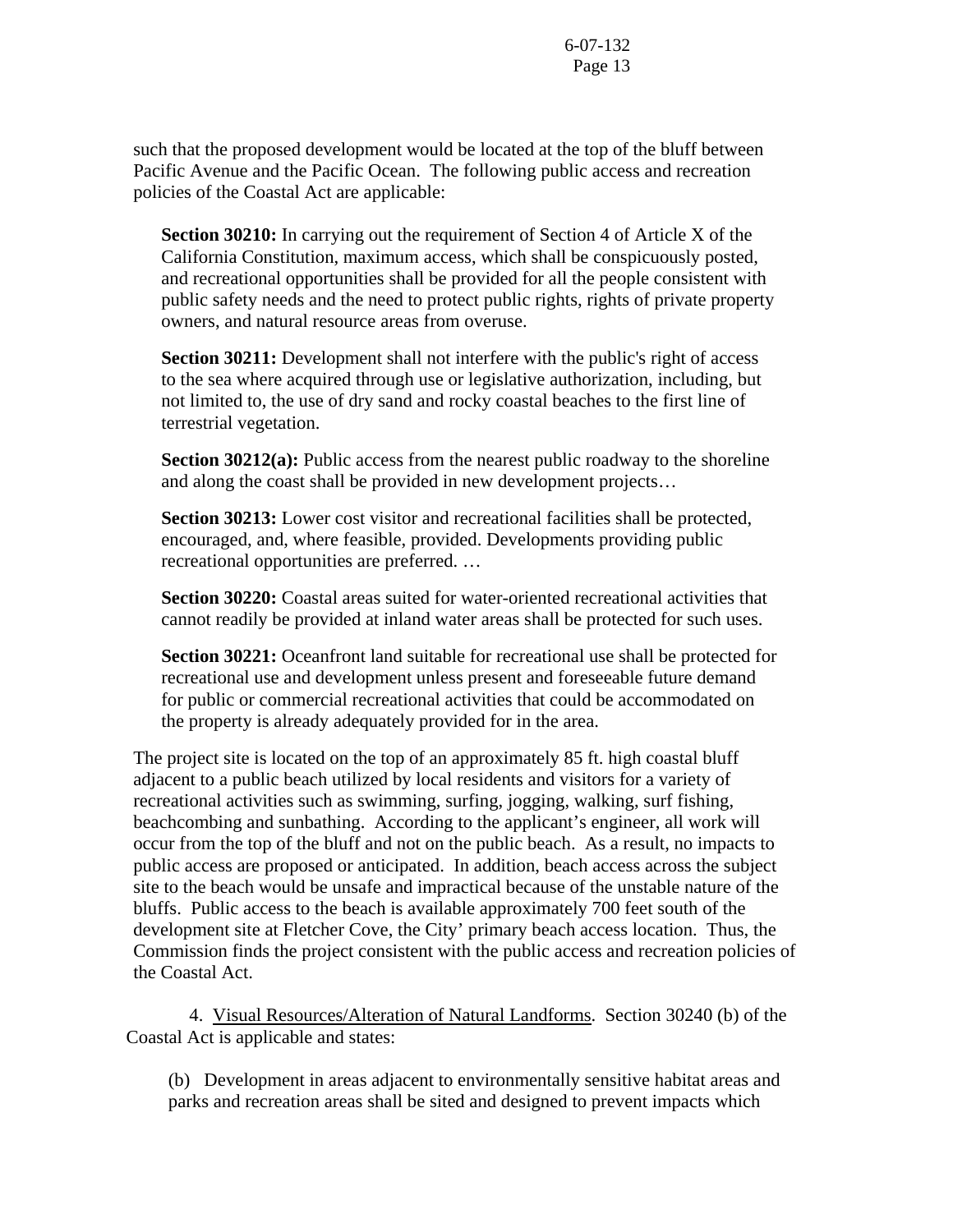such that the proposed development would be located at the top of the bluff between Pacific Avenue and the Pacific Ocean. The following public access and recreation policies of the Coastal Act are applicable:

> **Section 30210:** In carrying out the requirement of Section 4 of Article X of the California Constitution, maximum access, which shall be conspicuously posted, and recreational opportunities shall be provided for all the people consistent with public safety needs and the need to protect public rights, rights of private property owners, and natural resource areas from overuse.
>
> **Section 30211:** Development shall not interfere with the public's right of access to the sea where acquired through use or legislative authorization, including, but not limited to, the use of dry sand and rocky coastal beaches to the first line of terrestrial vegetation.
>
> **Section 30212(a):** Public access from the nearest public roadway to the shoreline and along the coast shall be provided in new development projects…
>
> **Section 30213:** Lower cost visitor and recreational facilities shall be protected, encouraged, and, where feasible, provided. Developments providing public recreational opportunities are preferred. …
>
> **Section 30220:** Coastal areas suited for water-oriented recreational activities that cannot readily be provided at inland water areas shall be protected for such uses.
>
> **Section 30221:** Oceanfront land suitable for recreational use shall be protected for recreational use and development unless present and foreseeable future demand for public or commercial recreational activities that could be accommodated on the property is already adequately provided for in the area.

The project site is located on the top of an approximately 85 ft. high coastal bluff adjacent to a public beach utilized by local residents and visitors for a variety of recreational activities such as swimming, surfing, jogging, walking, surf fishing, beachcombing and sunbathing. According to the applicant's engineer, all work will occur from the top of the bluff and not on the public beach. As a result, no impacts to public access are proposed or anticipated. In addition, beach access across the subject site to the beach would be unsafe and impractical because of the unstable nature of the bluffs. Public access to the beach is available approximately 700 feet south of the development site at Fletcher Cove, the City' primary beach access location. Thus, the Commission finds the project consistent with the public access and recreation policies of the Coastal Act.

4. <u>Visual Resources/Alteration of Natural Landforms</u>. Section 30240 (b) of the Coastal Act is applicable and states:

> (b) Development in areas adjacent to environmentally sensitive habitat areas and parks and recreation areas shall be sited and designed to prevent impacts which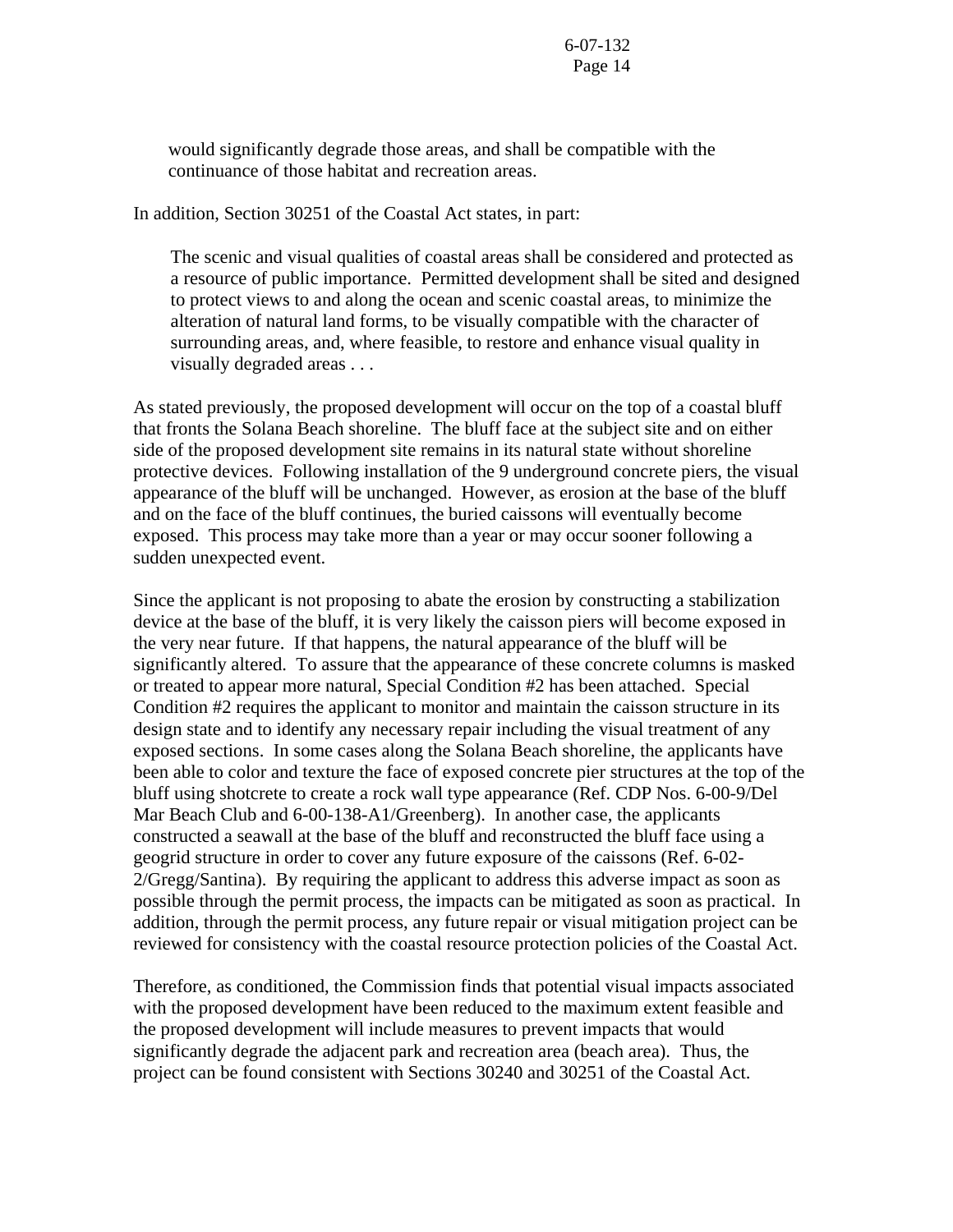> would significantly degrade those areas, and shall be compatible with the continuance of those habitat and recreation areas.

In addition, Section 30251 of the Coastal Act states, in part:

> The scenic and visual qualities of coastal areas shall be considered and protected as a resource of public importance. Permitted development shall be sited and designed to protect views to and along the ocean and scenic coastal areas, to minimize the alteration of natural land forms, to be visually compatible with the character of surrounding areas, and, where feasible, to restore and enhance visual quality in visually degraded areas . . .

As stated previously, the proposed development will occur on the top of a coastal bluff that fronts the Solana Beach shoreline. The bluff face at the subject site and on either side of the proposed development site remains in its natural state without shoreline protective devices. Following installation of the 9 underground concrete piers, the visual appearance of the bluff will be unchanged. However, as erosion at the base of the bluff and on the face of the bluff continues, the buried caissons will eventually become exposed. This process may take more than a year or may occur sooner following a sudden unexpected event.

Since the applicant is not proposing to abate the erosion by constructing a stabilization device at the base of the bluff, it is very likely the caisson piers will become exposed in the very near future. If that happens, the natural appearance of the bluff will be significantly altered. To assure that the appearance of these concrete columns is masked or treated to appear more natural, Special Condition #2 has been attached. Special Condition #2 requires the applicant to monitor and maintain the caisson structure in its design state and to identify any necessary repair including the visual treatment of any exposed sections. In some cases along the Solana Beach shoreline, the applicants have been able to color and texture the face of exposed concrete pier structures at the top of the bluff using shotcrete to create a rock wall type appearance (Ref. CDP Nos. 6-00-9/Del Mar Beach Club and 6-00-138-A1/Greenberg). In another case, the applicants constructed a seawall at the base of the bluff and reconstructed the bluff face using a geogrid structure in order to cover any future exposure of the caissons (Ref. 6-02-2/Gregg/Santina). By requiring the applicant to address this adverse impact as soon as possible through the permit process, the impacts can be mitigated as soon as practical. In addition, through the permit process, any future repair or visual mitigation project can be reviewed for consistency with the coastal resource protection policies of the Coastal Act.

Therefore, as conditioned, the Commission finds that potential visual impacts associated with the proposed development have been reduced to the maximum extent feasible and the proposed development will include measures to prevent impacts that would significantly degrade the adjacent park and recreation area (beach area). Thus, the project can be found consistent with Sections 30240 and 30251 of the Coastal Act.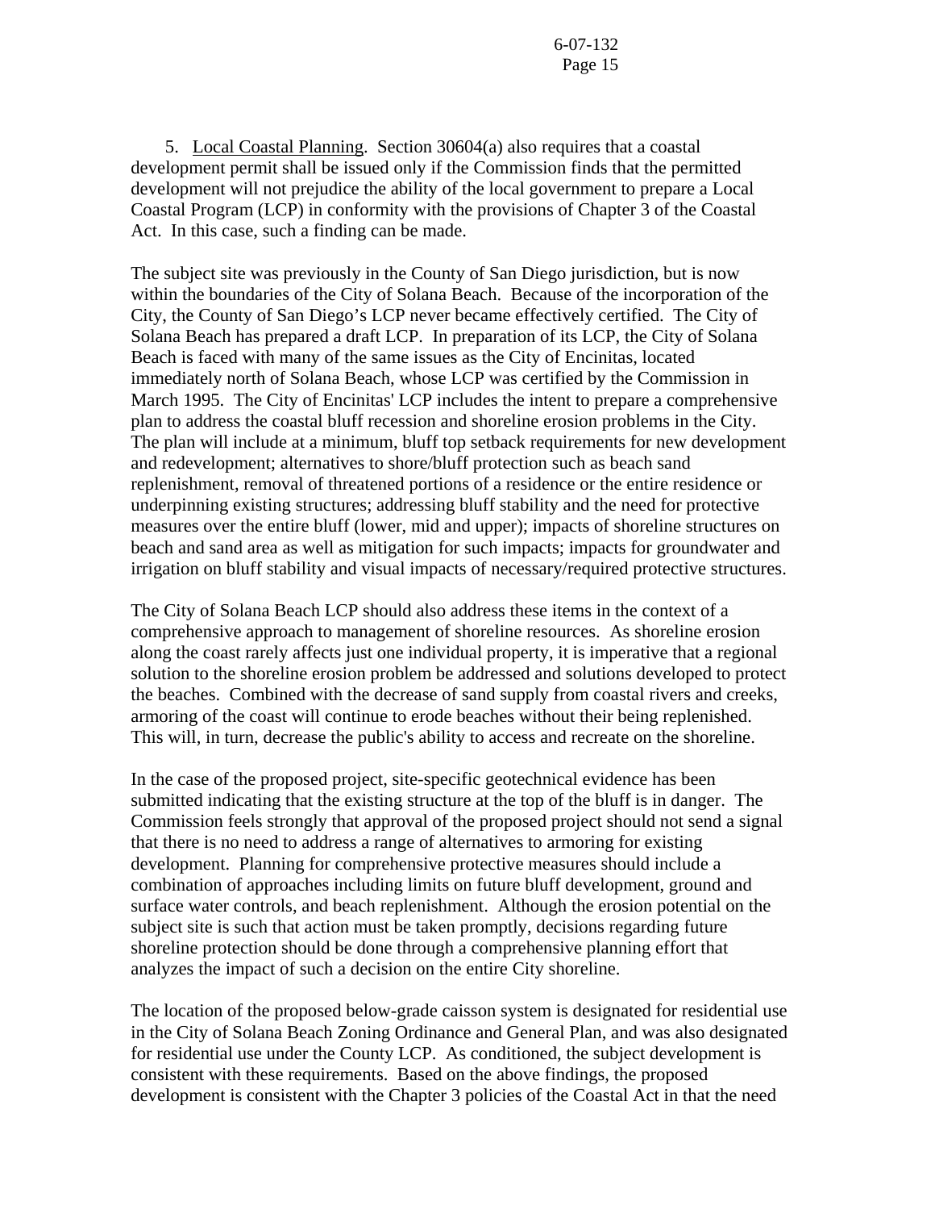5. <u>Local Coastal Planning</u>. Section 30604(a) also requires that a coastal development permit shall be issued only if the Commission finds that the permitted development will not prejudice the ability of the local government to prepare a Local Coastal Program (LCP) in conformity with the provisions of Chapter 3 of the Coastal Act. In this case, such a finding can be made.

The subject site was previously in the County of San Diego jurisdiction, but is now within the boundaries of the City of Solana Beach. Because of the incorporation of the City, the County of San Diego's LCP never became effectively certified. The City of Solana Beach has prepared a draft LCP. In preparation of its LCP, the City of Solana Beach is faced with many of the same issues as the City of Encinitas, located immediately north of Solana Beach, whose LCP was certified by the Commission in March 1995. The City of Encinitas' LCP includes the intent to prepare a comprehensive plan to address the coastal bluff recession and shoreline erosion problems in the City. The plan will include at a minimum, bluff top setback requirements for new development and redevelopment; alternatives to shore/bluff protection such as beach sand replenishment, removal of threatened portions of a residence or the entire residence or underpinning existing structures; addressing bluff stability and the need for protective measures over the entire bluff (lower, mid and upper); impacts of shoreline structures on beach and sand area as well as mitigation for such impacts; impacts for groundwater and irrigation on bluff stability and visual impacts of necessary/required protective structures.

The City of Solana Beach LCP should also address these items in the context of a comprehensive approach to management of shoreline resources. As shoreline erosion along the coast rarely affects just one individual property, it is imperative that a regional solution to the shoreline erosion problem be addressed and solutions developed to protect the beaches. Combined with the decrease of sand supply from coastal rivers and creeks, armoring of the coast will continue to erode beaches without their being replenished. This will, in turn, decrease the public's ability to access and recreate on the shoreline.

In the case of the proposed project, site-specific geotechnical evidence has been submitted indicating that the existing structure at the top of the bluff is in danger. The Commission feels strongly that approval of the proposed project should not send a signal that there is no need to address a range of alternatives to armoring for existing development. Planning for comprehensive protective measures should include a combination of approaches including limits on future bluff development, ground and surface water controls, and beach replenishment. Although the erosion potential on the subject site is such that action must be taken promptly, decisions regarding future shoreline protection should be done through a comprehensive planning effort that analyzes the impact of such a decision on the entire City shoreline.

The location of the proposed below-grade caisson system is designated for residential use in the City of Solana Beach Zoning Ordinance and General Plan, and was also designated for residential use under the County LCP. As conditioned, the subject development is consistent with these requirements. Based on the above findings, the proposed development is consistent with the Chapter 3 policies of the Coastal Act in that the need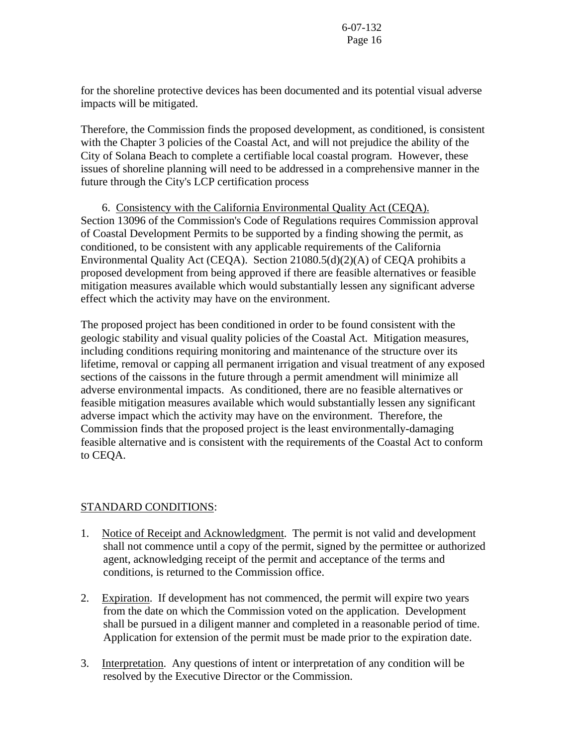for the shoreline protective devices has been documented and its potential visual adverse impacts will be mitigated.

Therefore, the Commission finds the proposed development, as conditioned, is consistent with the Chapter 3 policies of the Coastal Act, and will not prejudice the ability of the City of Solana Beach to complete a certifiable local coastal program. However, these issues of shoreline planning will need to be addressed in a comprehensive manner in the future through the City's LCP certification process

6. Consistency with the California Environmental Quality Act (CEQA). Section 13096 of the Commission's Code of Regulations requires Commission approval of Coastal Development Permits to be supported by a finding showing the permit, as conditioned, to be consistent with any applicable requirements of the California Environmental Quality Act (CEQA). Section 21080.5(d)(2)(A) of CEQA prohibits a proposed development from being approved if there are feasible alternatives or feasible mitigation measures available which would substantially lessen any significant adverse effect which the activity may have on the environment.

The proposed project has been conditioned in order to be found consistent with the geologic stability and visual quality policies of the Coastal Act. Mitigation measures, including conditions requiring monitoring and maintenance of the structure over its lifetime, removal or capping all permanent irrigation and visual treatment of any exposed sections of the caissons in the future through a permit amendment will minimize all adverse environmental impacts. As conditioned, there are no feasible alternatives or feasible mitigation measures available which would substantially lessen any significant adverse impact which the activity may have on the environment. Therefore, the Commission finds that the proposed project is the least environmentally-damaging feasible alternative and is consistent with the requirements of the Coastal Act to conform to CEQA.

STANDARD CONDITIONS:

1. Notice of Receipt and Acknowledgment. The permit is not valid and development shall not commence until a copy of the permit, signed by the permittee or authorized agent, acknowledging receipt of the permit and acceptance of the terms and conditions, is returned to the Commission office.

2. Expiration. If development has not commenced, the permit will expire two years from the date on which the Commission voted on the application. Development shall be pursued in a diligent manner and completed in a reasonable period of time. Application for extension of the permit must be made prior to the expiration date.

3. Interpretation. Any questions of intent or interpretation of any condition will be resolved by the Executive Director or the Commission.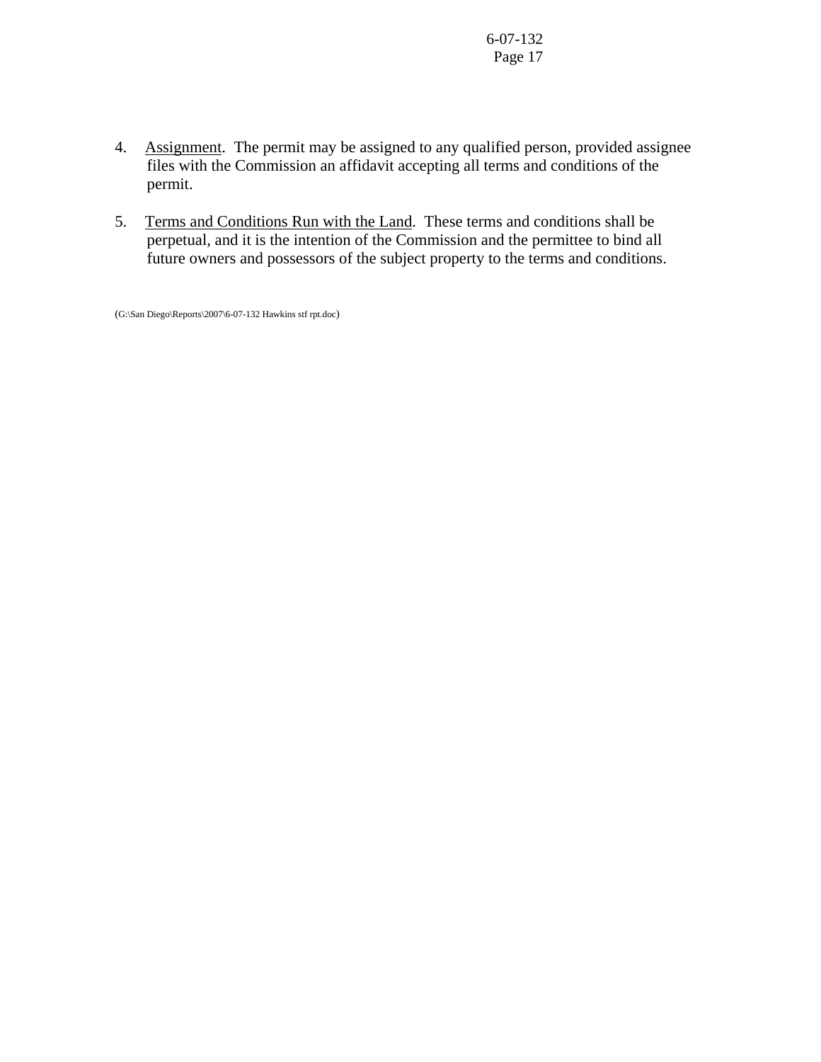4. Assignment. The permit may be assigned to any qualified person, provided assignee files with the Commission an affidavit accepting all terms and conditions of the permit.

5. Terms and Conditions Run with the Land. These terms and conditions shall be perpetual, and it is the intention of the Commission and the permittee to bind all future owners and possessors of the subject property to the terms and conditions.

(G:\San Diego\Reports\2007\6-07-132 Hawkins stf rpt.doc)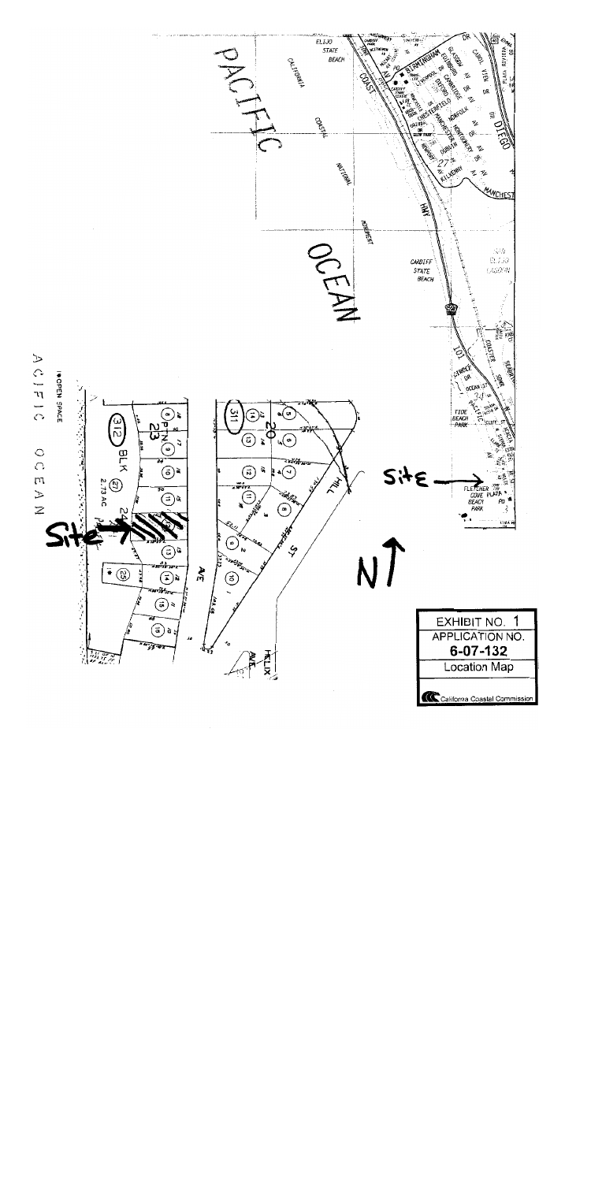EXHIBIT NO. 1

APPLICATION NO.

6-07-132

Location Map

California Coastal Commission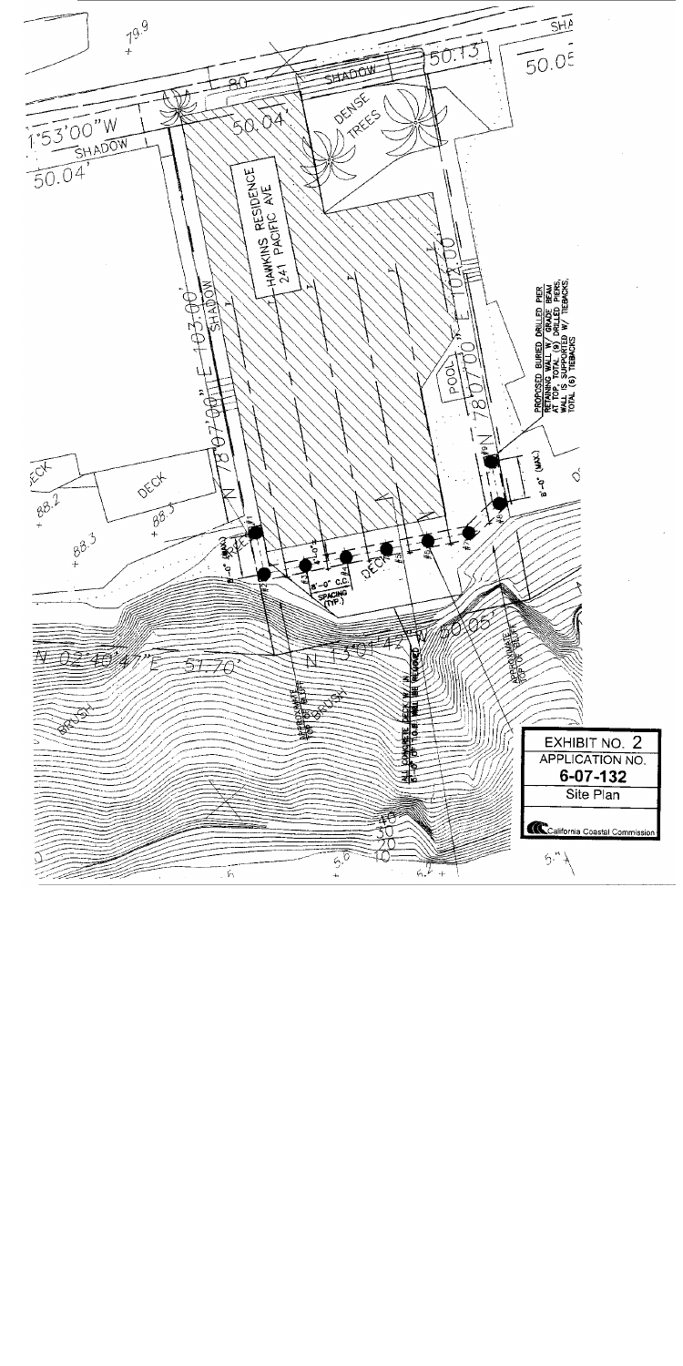79.9

SHADOW

50.13'

50.05

80

1°53'00"W

SHADOW

50.04'

50.04'

DENSE TREES

HAWKINS RESIDENCE
241 PACIFIC AVE

SHADOW

N 78°07'00" E 103.00'

POOL

N 78°07'00" E 103.00'

PROPOSED BURIED DRILLED PIER RETAINING WALL W/ GRADE BEAM AT TOP. TOTAL (9) DRILLED PIERS. WALL IS SUPPORTED W/ TIEBACKS, TOTAL (6) TIEBACKS

DECK

DECK

88.2

88.3

88.3

8'-0" (MAX.)

8'-0" (MAX.)

8'-0" C.C. SPACING (TYP.)

DECK

N 02°40'47" E 51.70'

N 13°01'42" W 50.05'

APPROXIMATE TOP OF BLUFF

APPROXIMATE TOP OF BLUFF

ALL CONCRETE DECK W/ IN 5'-0" OF TOP OF BLUFF WILL BE REMOVED

BRUSH

BRUSH

40

30

20

10

5.0

6.2

5.7

EXHIBIT NO. 2
APPLICATION NO.
**6-07-132**
Site Plan

California Coastal Commission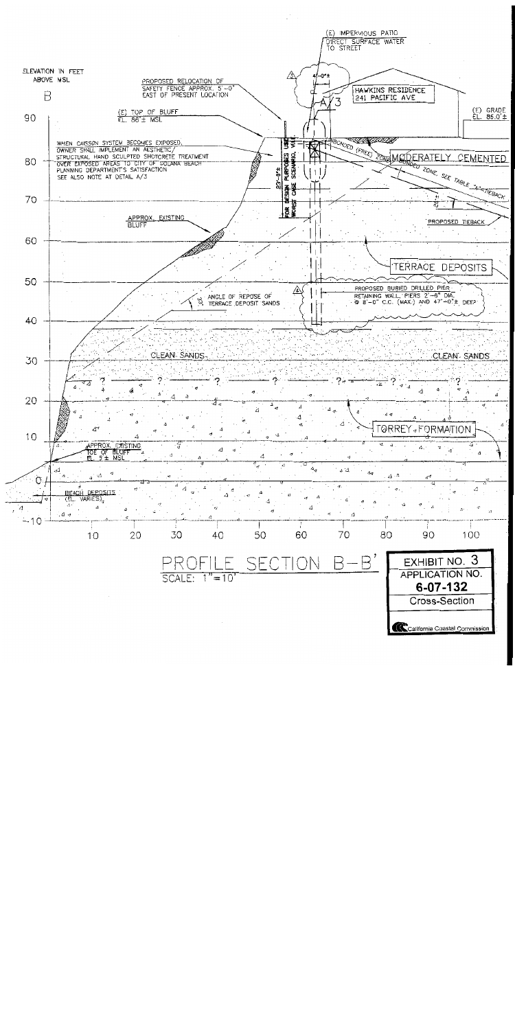(E) IMPERVIOUS PATIO
DIRECT SURFACE WATER
TO STREET

ELEVATION IN FEET
ABOVE MSL

B

PROPOSED RELOCATION OF
SAFETY FENCE APPROX. 5'-0"
EAST OF PRESENT LOCATION

4'-0"±

HAWKINS RESIDENCE
241 PACIFIC AVE

A/3

(E) TOP OF BLUFF
EL. 86'± MSL

(E) GRADE
EL. 85.0'±

WHEN CAISSON SYSTEM BECOMES EXPOSED,
OWNER SHALL IMPLEMENT AN AESTHETIC/
STRUCTURAL HAND SCULPTED SHOTCRETE TREATMENT
OVER EXPOSED AREAS TO CITY OF SOLANA BEACH
PLANNING DEPARTMENT'S SATISFACTION
SEE ALSO NOTE AT DETAIL A/3

FOR DESIGN PURPOSES USE WORST CASE SCENARIO, W.I.

22'-0"±

UNBONDED (FREE) ZONE

MODERATELY CEMENTED

BONDED ZONE, SEE TABLE "A" TIEBACK

APPROX. EXISTING
BLUFF

PROPOSED TIEBACK

TERRACE DEPOSITS

ANGLE OF REPOSE OF
TERRACE DEPOSIT SANDS

33°

PROPOSED BURIED DRILLED PIER
RETAINING WALL, PIERS 2'-6" DIA.
@ 8'-0" C.C. (MAX.) AND 47'-0"± DEEP

CLEAN SANDS

CLEAN SANDS

TORREY FORMATION

APPROX. EXISTING
TOE OF BLUFF
EL. 5'± MSL

BEACH DEPOSITS
(EL. VARIES)

90
80
70
60
50
40
30
20
10
0
-10

10 20 30 40 50 60 70 80 90 100

PROFILE SECTION B–B'

SCALE: 1"=10'

EXHIBIT NO. 3
APPLICATION NO.
6-07-132
Cross-Section

California Coastal Commission